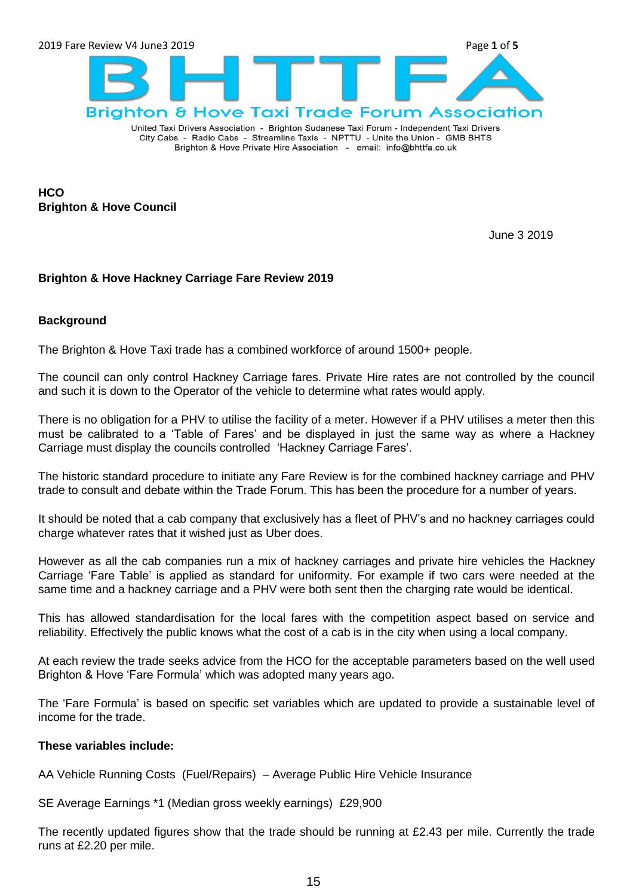# BHTTFA

## Brighton & Hove Taxi Trade Forum Association

United Taxi Drivers Association - Brighton Sudanese Taxi Forum - Independent Taxi Drivers
City Cabs - Radio Cabs - Streamline Taxis - NPTTU - Unite the Union - GMB BHTS
Brighton & Hove Private Hire Association - email: info@bhttfa.co.uk

**HCO**
**Brighton & Hove Council**

June 3 2019

**Brighton & Hove Hackney Carriage Fare Review 2019**

**Background**

The Brighton & Hove Taxi trade has a combined workforce of around 1500+ people.

The council can only control Hackney Carriage fares. Private Hire rates are not controlled by the council and such it is down to the Operator of the vehicle to determine what rates would apply.

There is no obligation for a PHV to utilise the facility of a meter. However if a PHV utilises a meter then this must be calibrated to a 'Table of Fares' and be displayed in just the same way as where a Hackney Carriage must display the councils controlled 'Hackney Carriage Fares'.

The historic standard procedure to initiate any Fare Review is for the combined hackney carriage and PHV trade to consult and debate within the Trade Forum. This has been the procedure for a number of years.

It should be noted that a cab company that exclusively has a fleet of PHV's and no hackney carriages could charge whatever rates that it wished just as Uber does.

However as all the cab companies run a mix of hackney carriages and private hire vehicles the Hackney Carriage 'Fare Table' is applied as standard for uniformity. For example if two cars were needed at the same time and a hackney carriage and a PHV were both sent then the charging rate would be identical.

This has allowed standardisation for the local fares with the competition aspect based on service and reliability. Effectively the public knows what the cost of a cab is in the city when using a local company.

At each review the trade seeks advice from the HCO for the acceptable parameters based on the well used Brighton & Hove 'Fare Formula' which was adopted many years ago.

The 'Fare Formula' is based on specific set variables which are updated to provide a sustainable level of income for the trade.

**These variables include:**

AA Vehicle Running Costs (Fuel/Repairs) – Average Public Hire Vehicle Insurance

SE Average Earnings *1 (Median gross weekly earnings) £29,900

The recently updated figures show that the trade should be running at £2.43 per mile. Currently the trade runs at £2.20 per mile.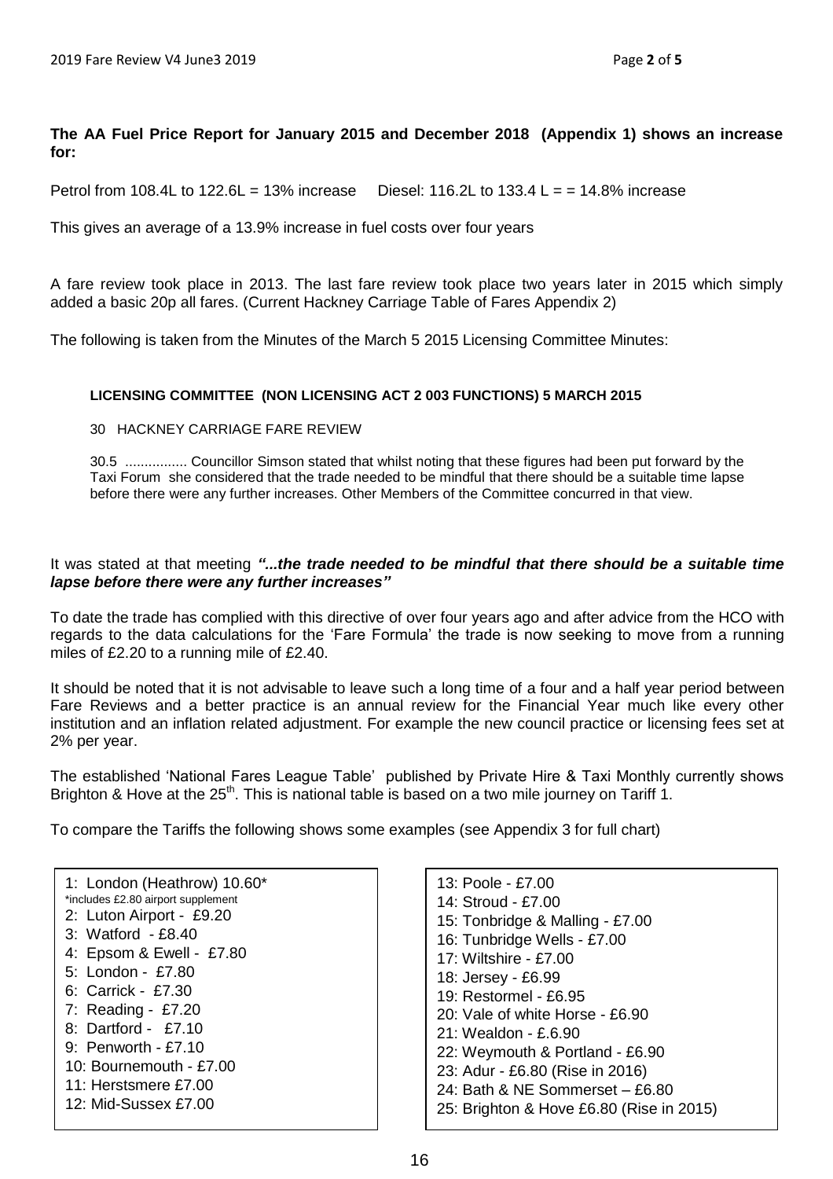**The AA Fuel Price Report for January 2015 and December 2018 (Appendix 1) shows an increase for:**

Petrol from 108.4L to 122.6L = 13% increase     Diesel: 116.2L to 133.4 L = = 14.8% increase

This gives an average of a 13.9% increase in fuel costs over four years

A fare review took place in 2013. The last fare review took place two years later in 2015 which simply added a basic 20p all fares. (Current Hackney Carriage Table of Fares Appendix 2)

The following is taken from the Minutes of the March 5 2015 Licensing Committee Minutes:

**LICENSING COMMITTEE (NON LICENSING ACT 2 003 FUNCTIONS) 5 MARCH 2015**

30 HACKNEY CARRIAGE FARE REVIEW

30.5 ................ Councillor Simson stated that whilst noting that these figures had been put forward by the Taxi Forum she considered that the trade needed to be mindful that there should be a suitable time lapse before there were any further increases. Other Members of the Committee concurred in that view.

It was stated at that meeting ***"...the trade needed to be mindful that there should be a suitable time lapse before there were any further increases"***

To date the trade has complied with this directive of over four years ago and after advice from the HCO with regards to the data calculations for the 'Fare Formula' the trade is now seeking to move from a running miles of £2.20 to a running mile of £2.40.

It should be noted that it is not advisable to leave such a long time of a four and a half year period between Fare Reviews and a better practice is an annual review for the Financial Year much like every other institution and an inflation related adjustment. For example the new council practice or licensing fees set at 2% per year.

The established 'National Fares League Table' published by Private Hire & Taxi Monthly currently shows Brighton & Hove at the 25th. This is national table is based on a two mile journey on Tariff 1.

To compare the Tariffs the following shows some examples (see Appendix 3 for full chart)

1: London (Heathrow) 10.60*
*includes £2.80 airport supplement
2: Luton Airport - £9.20
3: Watford - £8.40
4: Epsom & Ewell - £7.80
5: London - £7.80
6: Carrick - £7.30
7: Reading - £7.20
8: Dartford - £7.10
9: Penworth - £7.10
10: Bournemouth - £7.00
11: Herstsmere £7.00
12: Mid-Sussex £7.00

13: Poole - £7.00
14: Stroud - £7.00
15: Tonbridge & Malling - £7.00
16: Tunbridge Wells - £7.00
17: Wiltshire - £7.00
18: Jersey - £6.99
19: Restormel - £6.95
20: Vale of white Horse - £6.90
21: Wealdon - £.6.90
22: Weymouth & Portland - £6.90
23: Adur - £6.80 (Rise in 2016)
24: Bath & NE Sommerset – £6.80
25: Brighton & Hove £6.80 (Rise in 2015)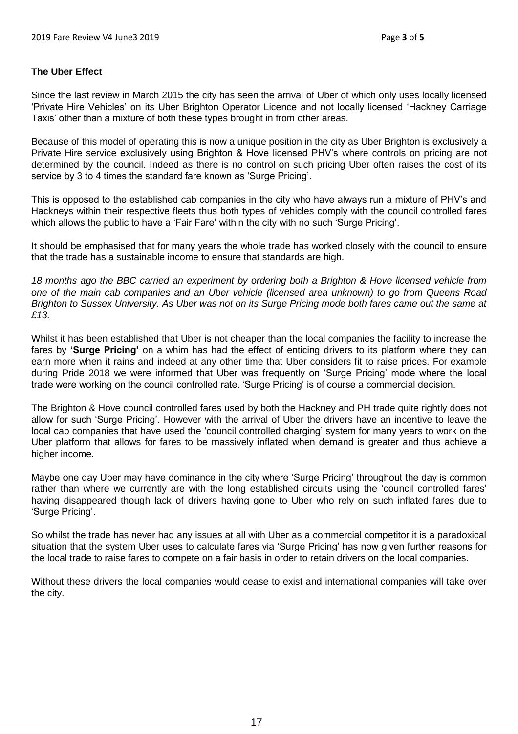**The Uber Effect**

Since the last review in March 2015 the city has seen the arrival of Uber of which only uses locally licensed 'Private Hire Vehicles' on its Uber Brighton Operator Licence and not locally licensed 'Hackney Carriage Taxis' other than a mixture of both these types brought in from other areas.

Because of this model of operating this is now a unique position in the city as Uber Brighton is exclusively a Private Hire service exclusively using Brighton & Hove licensed PHV's where controls on pricing are not determined by the council. Indeed as there is no control on such pricing Uber often raises the cost of its service by 3 to 4 times the standard fare known as 'Surge Pricing'.

This is opposed to the established cab companies in the city who have always run a mixture of PHV's and Hackneys within their respective fleets thus both types of vehicles comply with the council controlled fares which allows the public to have a 'Fair Fare' within the city with no such 'Surge Pricing'.

It should be emphasised that for many years the whole trade has worked closely with the council to ensure that the trade has a sustainable income to ensure that standards are high.

*18 months ago the BBC carried an experiment by ordering both a Brighton & Hove licensed vehicle from one of the main cab companies and an Uber vehicle (licensed area unknown) to go from Queens Road Brighton to Sussex University. As Uber was not on its Surge Pricing mode both fares came out the same at £13.*

Whilst it has been established that Uber is not cheaper than the local companies the facility to increase the fares by **'Surge Pricing'** on a whim has had the effect of enticing drivers to its platform where they can earn more when it rains and indeed at any other time that Uber considers fit to raise prices. For example during Pride 2018 we were informed that Uber was frequently on 'Surge Pricing' mode where the local trade were working on the council controlled rate. 'Surge Pricing' is of course a commercial decision.

The Brighton & Hove council controlled fares used by both the Hackney and PH trade quite rightly does not allow for such 'Surge Pricing'. However with the arrival of Uber the drivers have an incentive to leave the local cab companies that have used the 'council controlled charging' system for many years to work on the Uber platform that allows for fares to be massively inflated when demand is greater and thus achieve a higher income.

Maybe one day Uber may have dominance in the city where 'Surge Pricing' throughout the day is common rather than where we currently are with the long established circuits using the 'council controlled fares' having disappeared though lack of drivers having gone to Uber who rely on such inflated fares due to 'Surge Pricing'.

So whilst the trade has never had any issues at all with Uber as a commercial competitor it is a paradoxical situation that the system Uber uses to calculate fares via 'Surge Pricing' has now given further reasons for the local trade to raise fares to compete on a fair basis in order to retain drivers on the local companies.

Without these drivers the local companies would cease to exist and international companies will take over the city.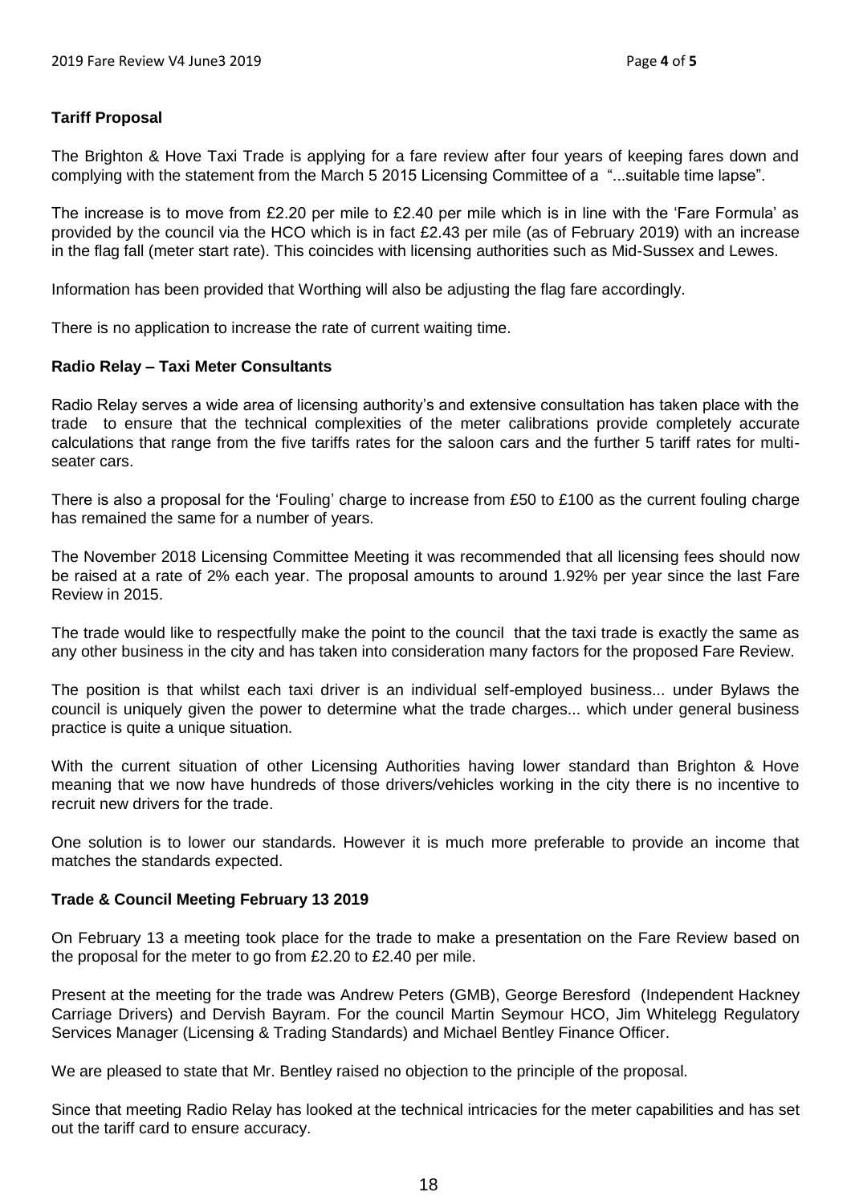**Tariff Proposal**

The Brighton & Hove Taxi Trade is applying for a fare review after four years of keeping fares down and complying with the statement from the March 5 2015 Licensing Committee of a "...suitable time lapse".

The increase is to move from £2.20 per mile to £2.40 per mile which is in line with the 'Fare Formula' as provided by the council via the HCO which is in fact £2.43 per mile (as of February 2019) with an increase in the flag fall (meter start rate). This coincides with licensing authorities such as Mid-Sussex and Lewes.

Information has been provided that Worthing will also be adjusting the flag fare accordingly.

There is no application to increase the rate of current waiting time.

**Radio Relay – Taxi Meter Consultants**

Radio Relay serves a wide area of licensing authority's and extensive consultation has taken place with the trade to ensure that the technical complexities of the meter calibrations provide completely accurate calculations that range from the five tariffs rates for the saloon cars and the further 5 tariff rates for multi-seater cars.

There is also a proposal for the 'Fouling' charge to increase from £50 to £100 as the current fouling charge has remained the same for a number of years.

The November 2018 Licensing Committee Meeting it was recommended that all licensing fees should now be raised at a rate of 2% each year. The proposal amounts to around 1.92% per year since the last Fare Review in 2015.

The trade would like to respectfully make the point to the council that the taxi trade is exactly the same as any other business in the city and has taken into consideration many factors for the proposed Fare Review.

The position is that whilst each taxi driver is an individual self-employed business... under Bylaws the council is uniquely given the power to determine what the trade charges... which under general business practice is quite a unique situation.

With the current situation of other Licensing Authorities having lower standard than Brighton & Hove meaning that we now have hundreds of those drivers/vehicles working in the city there is no incentive to recruit new drivers for the trade.

One solution is to lower our standards. However it is much more preferable to provide an income that matches the standards expected.

**Trade & Council Meeting February 13 2019**

On February 13 a meeting took place for the trade to make a presentation on the Fare Review based on the proposal for the meter to go from £2.20 to £2.40 per mile.

Present at the meeting for the trade was Andrew Peters (GMB), George Beresford (Independent Hackney Carriage Drivers) and Dervish Bayram. For the council Martin Seymour HCO, Jim Whitelegg Regulatory Services Manager (Licensing & Trading Standards) and Michael Bentley Finance Officer.

We are pleased to state that Mr. Bentley raised no objection to the principle of the proposal.

Since that meeting Radio Relay has looked at the technical intricacies for the meter capabilities and has set out the tariff card to ensure accuracy.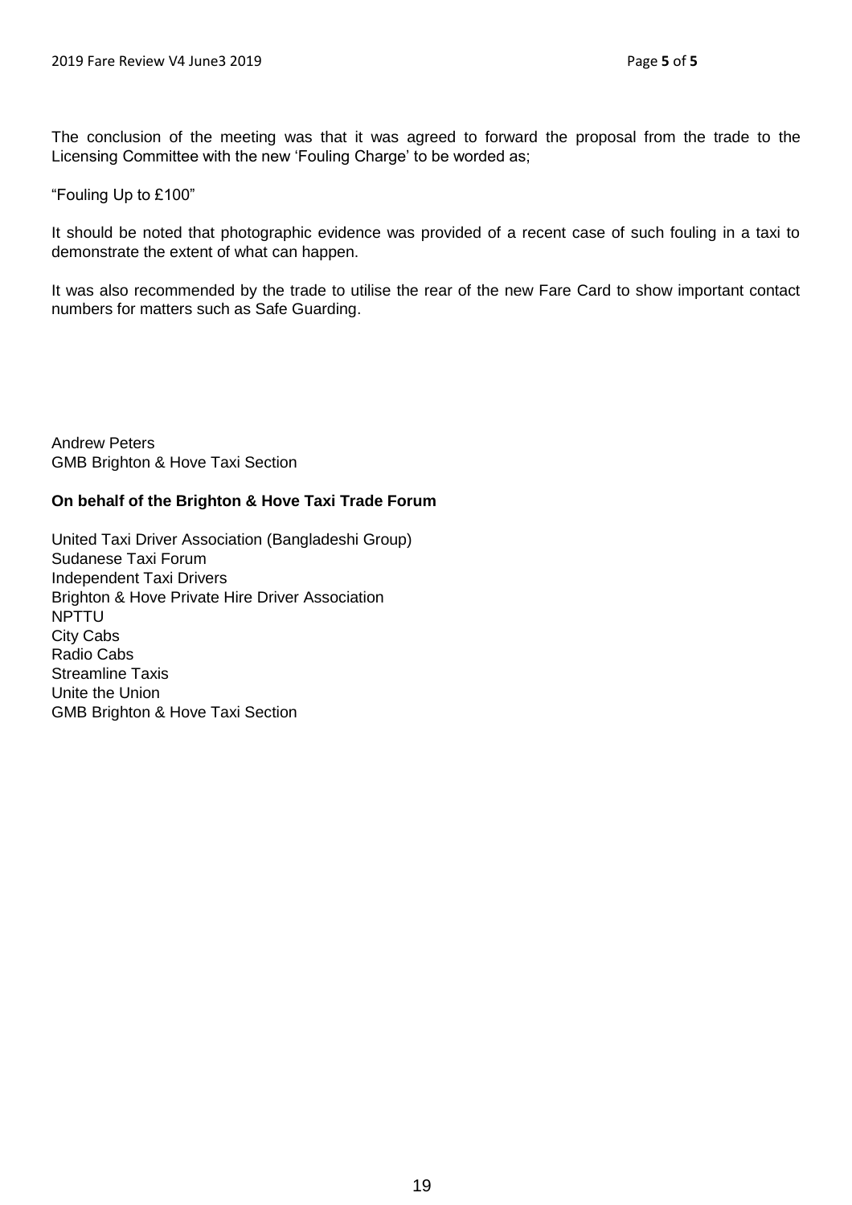The conclusion of the meeting was that it was agreed to forward the proposal from the trade to the Licensing Committee with the new 'Fouling Charge' to be worded as;

"Fouling Up to £100"

It should be noted that photographic evidence was provided of a recent case of such fouling in a taxi to demonstrate the extent of what can happen.

It was also recommended by the trade to utilise the rear of the new Fare Card to show important contact numbers for matters such as Safe Guarding.

Andrew Peters
GMB Brighton & Hove Taxi Section

**On behalf of the Brighton & Hove Taxi Trade Forum**

United Taxi Driver Association (Bangladeshi Group)
Sudanese Taxi Forum
Independent Taxi Drivers
Brighton & Hove Private Hire Driver Association
NPTTU
City Cabs
Radio Cabs
Streamline Taxis
Unite the Union
GMB Brighton & Hove Taxi Section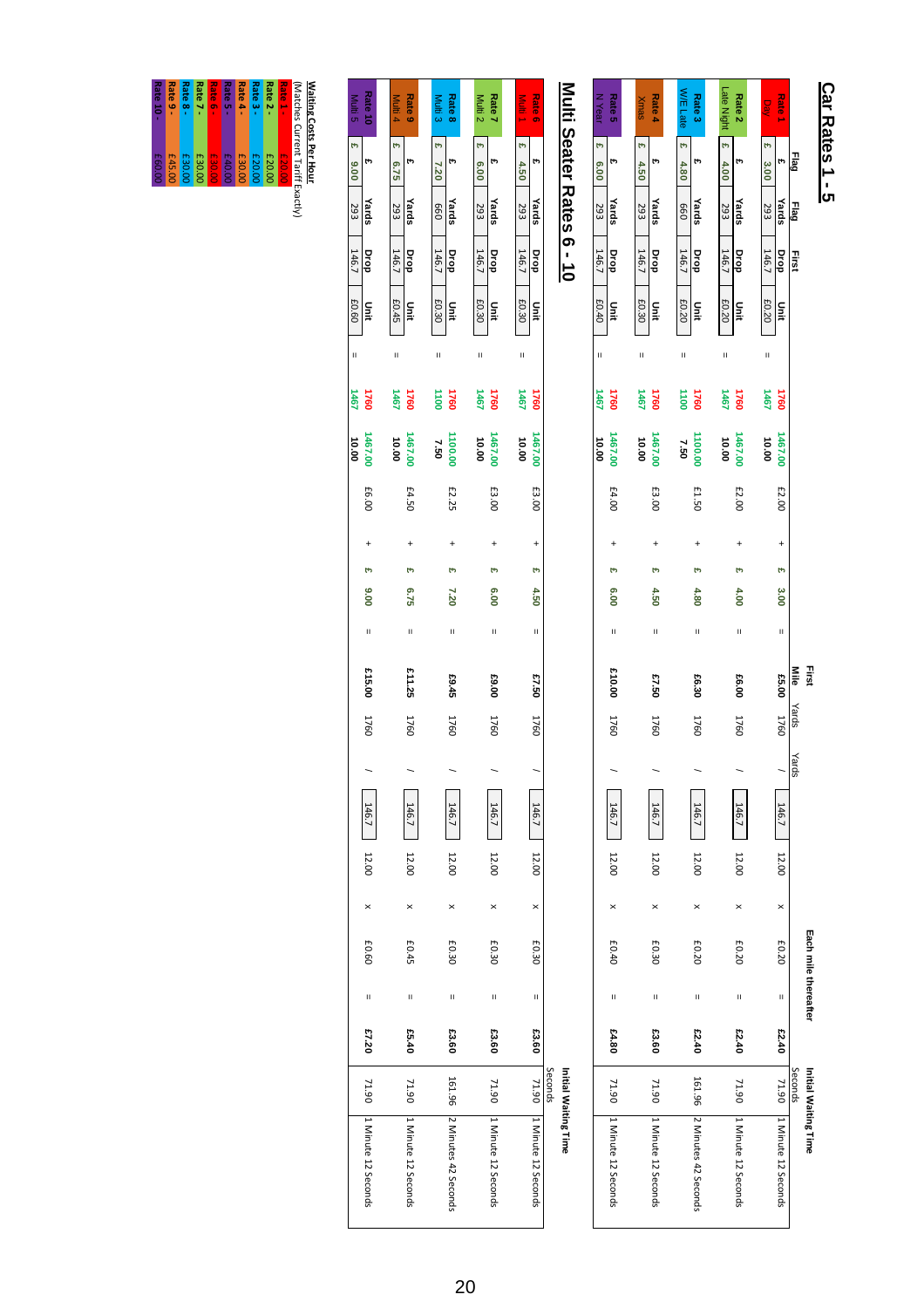# Car Rates 1 - 5

| Rate | Flag £ | Flag Yards | First Drop | Unit | | | | | | | | First Mile | Yards | | Yards | | | Each mile thereafter | | | Initial Waiting Time Seconds | |
|---|---|---|---|---|---|---|---|---|---|---|---|---|---|---|---|---|---|---|---|---|---|---|
| Rate 1 Day | £ 3.00 | 293 | 146.7 | £0.20 | = | 1760 1467 | 1467.00 10.00 | £2.00 | + | £ 3.00 | = | £5.00 | 1760 | / | 146.7 | 12.00 | × | £0.20 | = | £2.40 | 71.90 | 1 Minute 12 Seconds |
| Rate 2 Late Night | £ 4.00 | 293 | 146.7 | £0.20 | = | 1760 1467 | 1467.00 10.00 | £2.00 | + | £ 4.00 | = | £6.00 | 1760 | / | 146.7 | 12.00 | × | £0.20 | = | £2.40 | 71.90 | 1 Minute 12 Seconds |
| Rate 3 W/E Late | £ 4.80 | 660 | 146.7 | £0.20 | = | 1760 1100 | 1100.00 7.50 | £1.50 | + | £ 4.80 | = | £6.30 | 1760 | / | 146.7 | 12.00 | × | £0.20 | = | £2.40 | 161.96 | 2 Minutes 42 Seconds |
| Rate 4 Xmas | £ 4.50 | 293 | 146.7 | £0.30 | = | 1760 1467 | 1467.00 10.00 | £3.00 | + | £ 4.50 | = | £7.50 | 1760 | / | 146.7 | 12.00 | × | £0.30 | = | £3.60 | 71.90 | 1 Minute 12 Seconds |
| Rate 5 N Year | £ 6.00 | 293 | 146.7 | £0.40 | = | 1760 1467 | 1467.00 10.00 | £4.00 | + | £ 6.00 | = | £10.00 | 1760 | / | 146.7 | 12.00 | × | £0.40 | = | £4.80 | 71.90 | 1 Minute 12 Seconds |

# Multi Seater Rates 6 - 10

| Rate | £ | Yards | Drop | Unit | | | | | | | | | | | | | | | | | Initial Waiting Time Seconds | |
|---|---|---|---|---|---|---|---|---|---|---|---|---|---|---|---|---|---|---|---|---|---|---|
| Rate 6 Multi 1 | £ 4.50 | 293 | 146.7 | £0.30 | = | 1760 1467 | 1467.00 10.00 | £3.00 | + | £ 4.50 | = | £7.50 | 1760 | / | 146.7 | 12.00 | × | £0.30 | = | £3.60 | 71.90 | 1 Minute 12 Seconds |
| Rate 7 Multi 2 | £ 6.00 | 293 | 146.7 | £0.30 | = | 1760 1467 | 1467.00 10.00 | £3.00 | + | £ 6.00 | = | £9.00 | 1760 | / | 146.7 | 12.00 | × | £0.30 | = | £3.60 | 71.90 | 1 Minute 12 Seconds |
| Rate 8 Multi 3 | £ 7.20 | 660 | 146.7 | £0.30 | = | 1760 1100 | 1100.00 7.50 | £2.25 | + | £ 7.20 | = | £9.45 | 1760 | / | 146.7 | 12.00 | × | £0.30 | = | £3.60 | 161.96 | 2 Minutes 42 Seconds |
| Rate 9 Multi 4 | £ 6.75 | 293 | 146.7 | £0.45 | = | 1760 1467 | 1467.00 10.00 | £4.50 | + | £ 6.75 | = | £11.25 | 1760 | / | 146.7 | 12.00 | × | £0.45 | = | £5.40 | 71.90 | 1 Minute 12 Seconds |
| Rate 10 Multi 5 | £ 9.00 | 293 | 146.7 | £0.60 | = | 1760 1467 | 1467.00 10.00 | £6.00 | + | £ 9.00 | = | £15.00 | 1760 | / | 146.7 | 12.00 | × | £0.60 | = | £7.20 | 71.90 | 1 Minute 12 Seconds |

**Waiting Costs Per Hour**
(Matches Current Tariff Exactly)

| | |
|---|---|
| Rate 1 - | £20.00 |
| Rate 2 - | £20.00 |
| Rate 3 - | £20.00 |
| Rate 4 - | £30.00 |
| Rate 5 - | £40.00 |
| Rate 6 - | £30.00 |
| Rate 7 - | £30.00 |
| Rate 8 - | £30.00 |
| Rate 9 - | £45.00 |
| Rate 10 - | £60.00 |